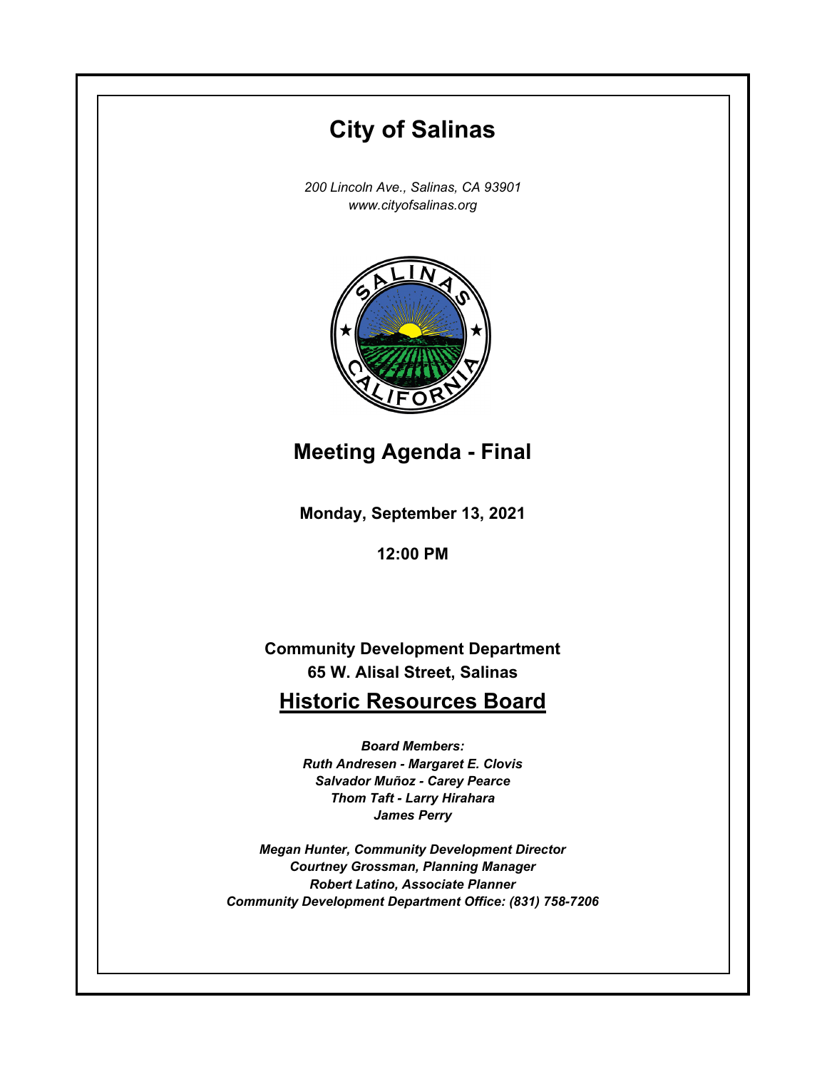# City of Salinas

*200 Lincoln Ave., Salinas, CA 93901*
*www.cityofsalinas.org*

## Meeting Agenda - Final

**Monday, September 13, 2021**

**12:00 PM**

**Community Development Department**
**65 W. Alisal Street, Salinas**

## Historic Resources Board

***Board Members:***
***Ruth Andresen - Margaret E. Clovis***
***Salvador Muñoz - Carey Pearce***
***Thom Taft - Larry Hirahara***
***James Perry***

***Megan Hunter, Community Development Director***
***Courtney Grossman, Planning Manager***
***Robert Latino, Associate Planner***
***Community Development Department Office: (831) 758-7206***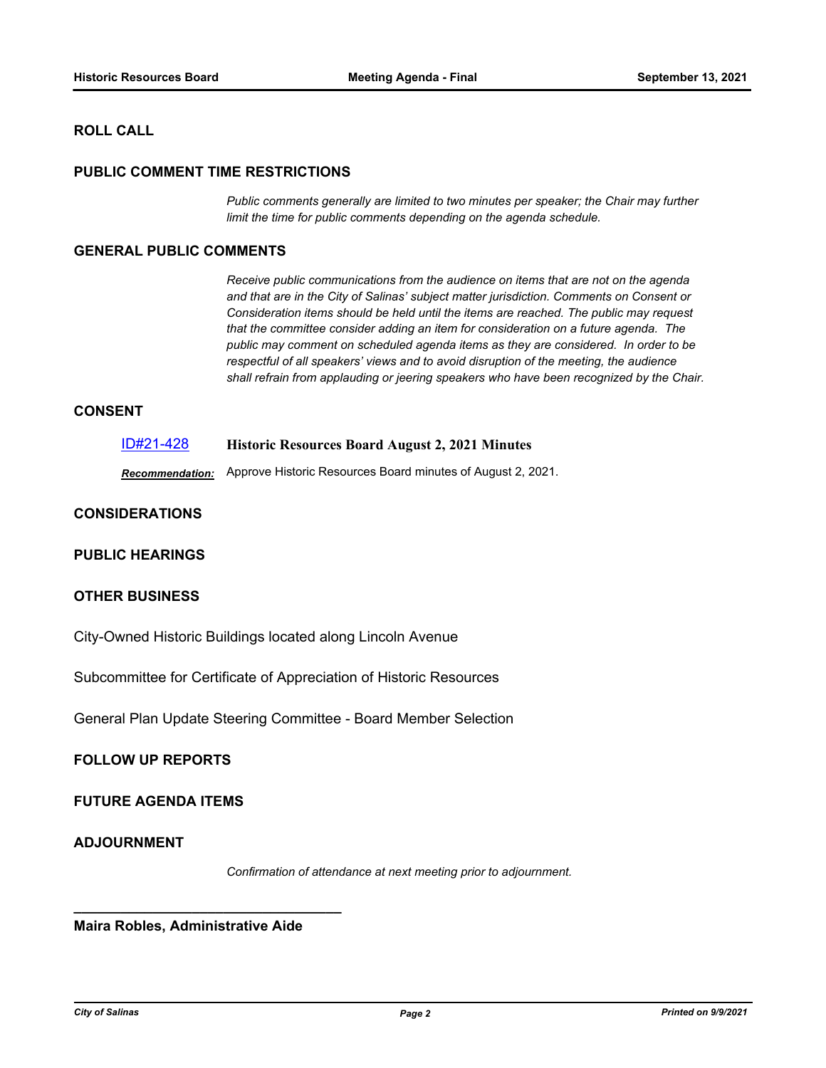## ROLL CALL

## PUBLIC COMMENT TIME RESTRICTIONS

*Public comments generally are limited to two minutes per speaker; the Chair may further limit the time for public comments depending on the agenda schedule.*

## GENERAL PUBLIC COMMENTS

*Receive public communications from the audience on items that are not on the agenda and that are in the City of Salinas' subject matter jurisdiction. Comments on Consent or Consideration items should be held until the items are reached. The public may request that the committee consider adding an item for consideration on a future agenda. The public may comment on scheduled agenda items as they are considered. In order to be respectful of all speakers' views and to avoid disruption of the meeting, the audience shall refrain from applauding or jeering speakers who have been recognized by the Chair.*

## CONSENT

ID#21-428 **Historic Resources Board August 2, 2021 Minutes**

***Recommendation:*** Approve Historic Resources Board minutes of August 2, 2021.

## CONSIDERATIONS

## PUBLIC HEARINGS

## OTHER BUSINESS

City-Owned Historic Buildings located along Lincoln Avenue

Subcommittee for Certificate of Appreciation of Historic Resources

General Plan Update Steering Committee - Board Member Selection

## FOLLOW UP REPORTS

## FUTURE AGENDA ITEMS

## ADJOURNMENT

*Confirmation of attendance at next meeting prior to adjournment.*

___________________________________

**Maira Robles, Administrative Aide**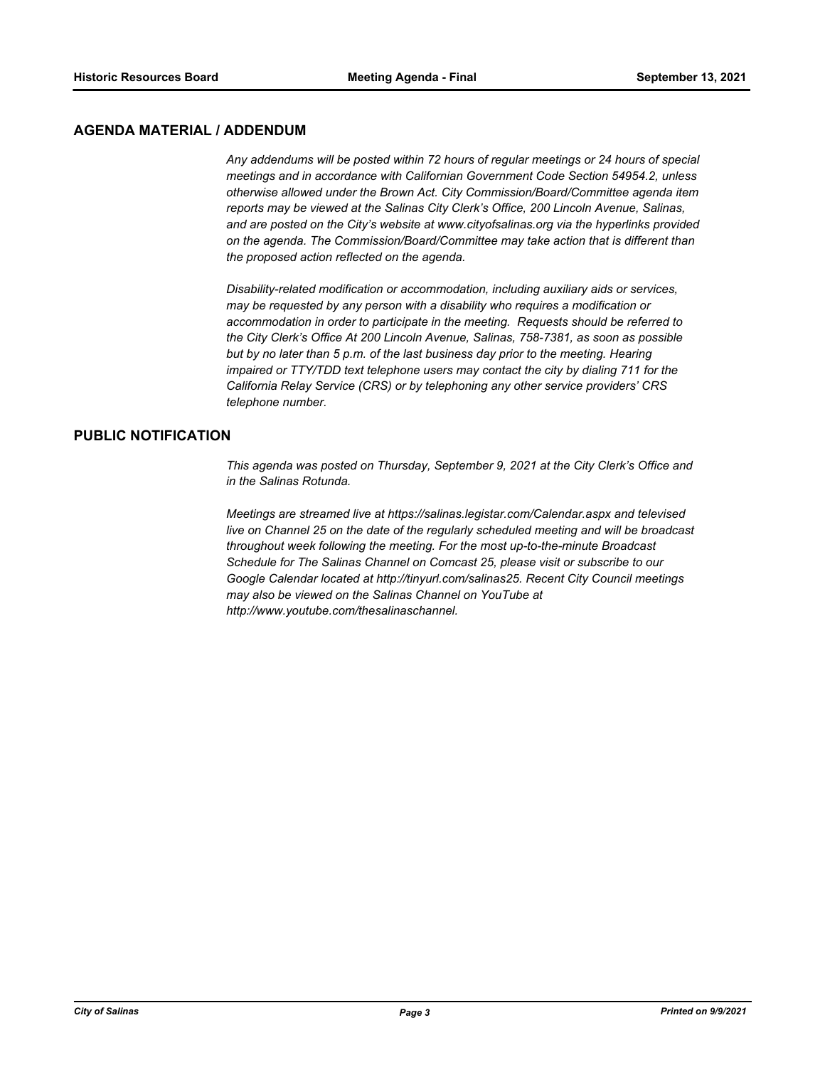## AGENDA MATERIAL / ADDENDUM

*Any addendums will be posted within 72 hours of regular meetings or 24 hours of special meetings and in accordance with Californian Government Code Section 54954.2, unless otherwise allowed under the Brown Act. City Commission/Board/Committee agenda item reports may be viewed at the Salinas City Clerk's Office, 200 Lincoln Avenue, Salinas, and are posted on the City's website at www.cityofsalinas.org via the hyperlinks provided on the agenda. The Commission/Board/Committee may take action that is different than the proposed action reflected on the agenda.*

*Disability-related modification or accommodation, including auxiliary aids or services, may be requested by any person with a disability who requires a modification or accommodation in order to participate in the meeting. Requests should be referred to the City Clerk's Office At 200 Lincoln Avenue, Salinas, 758-7381, as soon as possible but by no later than 5 p.m. of the last business day prior to the meeting. Hearing impaired or TTY/TDD text telephone users may contact the city by dialing 711 for the California Relay Service (CRS) or by telephoning any other service providers' CRS telephone number.*

## PUBLIC NOTIFICATION

*This agenda was posted on Thursday, September 9, 2021 at the City Clerk's Office and in the Salinas Rotunda.*

*Meetings are streamed live at https://salinas.legistar.com/Calendar.aspx and televised live on Channel 25 on the date of the regularly scheduled meeting and will be broadcast throughout week following the meeting. For the most up-to-the-minute Broadcast Schedule for The Salinas Channel on Comcast 25, please visit or subscribe to our Google Calendar located at http://tinyurl.com/salinas25. Recent City Council meetings may also be viewed on the Salinas Channel on YouTube at http://www.youtube.com/thesalinaschannel.*